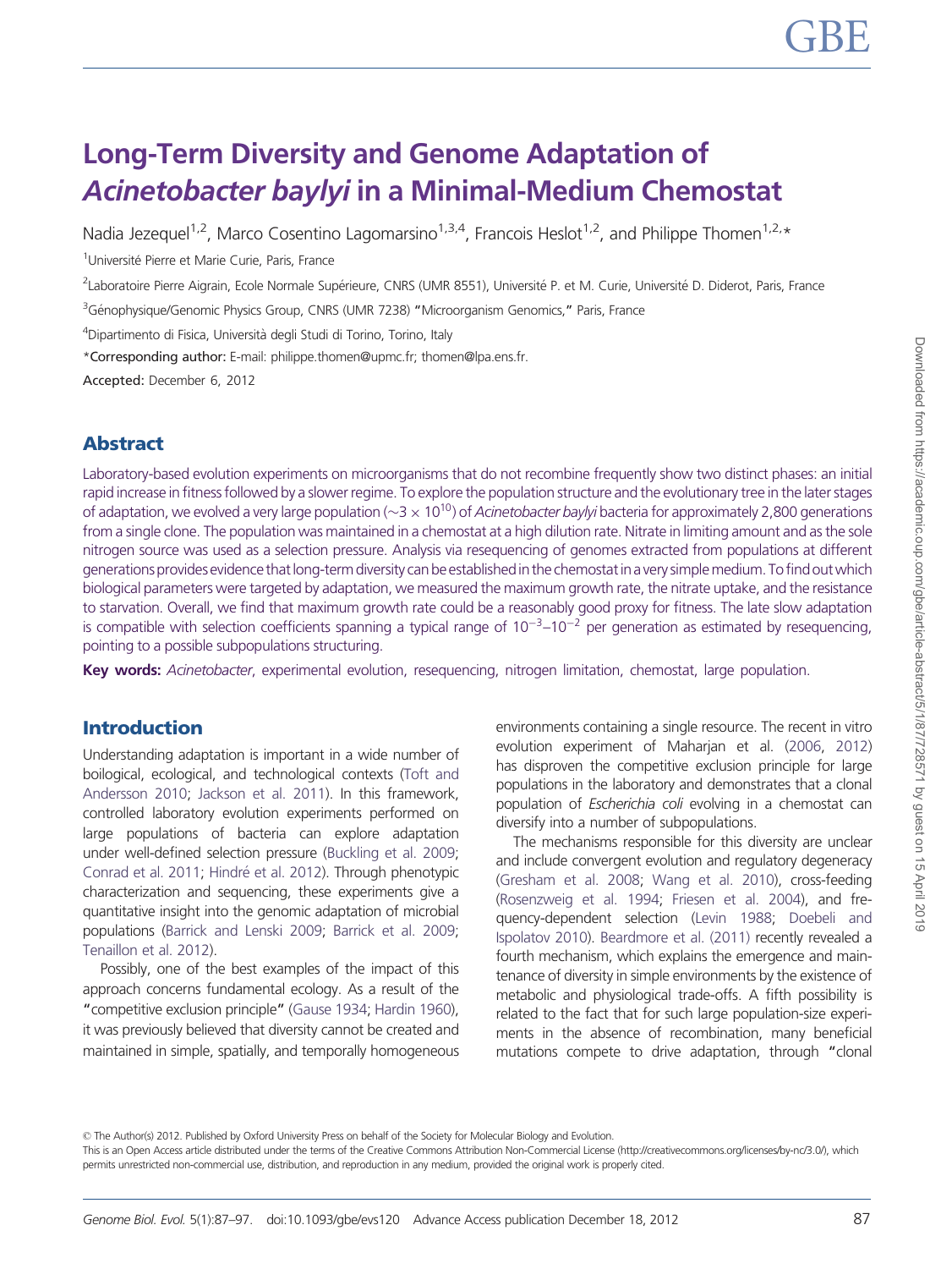# Long-Term Diversity and Genome Adaptation of *Acinetobacter baylyi* in a Minimal-Medium Chemostat

Nadia Jezequel[1,2], Marco Cosentino Lagomarsino[1,3,4], Francois Heslot[1,2], and Philippe Thomen[1,2,*]

[1]Université Pierre et Marie Curie, Paris, France

[2]Laboratoire Pierre Aigrain, Ecole Normale Supérieure, CNRS (UMR 8551), Université P. et M. Curie, Université D. Diderot, Paris, France

[3]Génophysique/Genomic Physics Group, CNRS (UMR 7238) "Microorganism Genomics," Paris, France

[4]Dipartimento di Fisica, Università degli Studi di Torino, Torino, Italy

*Corresponding author: E-mail: philippe.thomen@upmc.fr; thomen@lpa.ens.fr.

Accepted: December 6, 2012

## Abstract

Laboratory-based evolution experiments on microorganisms that do not recombine frequently show two distinct phases: an initial rapid increase in fitness followed by a slower regime. To explore the population structure and the evolutionary tree in the later stages of adaptation, we evolved a very large population ($\sim 3 \times 10^{10}$) of *Acinetobacter baylyi* bacteria for approximately 2,800 generations from a single clone. The population was maintained in a chemostat at a high dilution rate. Nitrate in limiting amount and as the sole nitrogen source was used as a selection pressure. Analysis via resequencing of genomes extracted from populations at different generations provides evidence that long-term diversity can be established in the chemostat in a very simple medium. To find out which biological parameters were targeted by adaptation, we measured the maximum growth rate, the nitrate uptake, and the resistance to starvation. Overall, we find that maximum growth rate could be a reasonably good proxy for fitness. The late slow adaptation is compatible with selection coefficients spanning a typical range of $10^{-3}$–$10^{-2}$ per generation as estimated by resequencing, pointing to a possible subpopulations structuring.

**Key words:** *Acinetobacter*, experimental evolution, resequencing, nitrogen limitation, chemostat, large population.

## Introduction

Understanding adaptation is important in a wide number of boilogical, ecological, and technological contexts (Toft and Andersson 2010; Jackson et al. 2011). In this framework, controlled laboratory evolution experiments performed on large populations of bacteria can explore adaptation under well-defined selection pressure (Buckling et al. 2009; Conrad et al. 2011; Hindré et al. 2012). Through phenotypic characterization and sequencing, these experiments give a quantitative insight into the genomic adaptation of microbial populations (Barrick and Lenski 2009; Barrick et al. 2009; Tenaillon et al. 2012).

Possibly, one of the best examples of the impact of this approach concerns fundamental ecology. As a result of the "competitive exclusion principle" (Gause 1934; Hardin 1960), it was previously believed that diversity cannot be created and maintained in simple, spatially, and temporally homogeneous environments containing a single resource. The recent in vitro evolution experiment of Maharjan et al. (2006, 2012) has disproven the competitive exclusion principle for large populations in the laboratory and demonstrates that a clonal population of *Escherichia coli* evolving in a chemostat can diversify into a number of subpopulations.

The mechanisms responsible for this diversity are unclear and include convergent evolution and regulatory degeneracy (Gresham et al. 2008; Wang et al. 2010), cross-feeding (Rosenzweig et al. 1994; Friesen et al. 2004), and frequency-dependent selection (Levin 1988; Doebeli and Ispolatov 2010). Beardmore et al. (2011) recently revealed a fourth mechanism, which explains the emergence and maintenance of diversity in simple environments by the existence of metabolic and physiological trade-offs. A fifth possibility is related to the fact that for such large population-size experiments in the absence of recombination, many beneficial mutations compete to drive adaptation, through "clonal

© The Author(s) 2012. Published by Oxford University Press on behalf of the Society for Molecular Biology and Evolution.
This is an Open Access article distributed under the terms of the Creative Commons Attribution Non-Commercial License (http://creativecommons.org/licenses/by-nc/3.0/), which permits unrestricted non-commercial use, distribution, and reproduction in any medium, provided the original work is properly cited.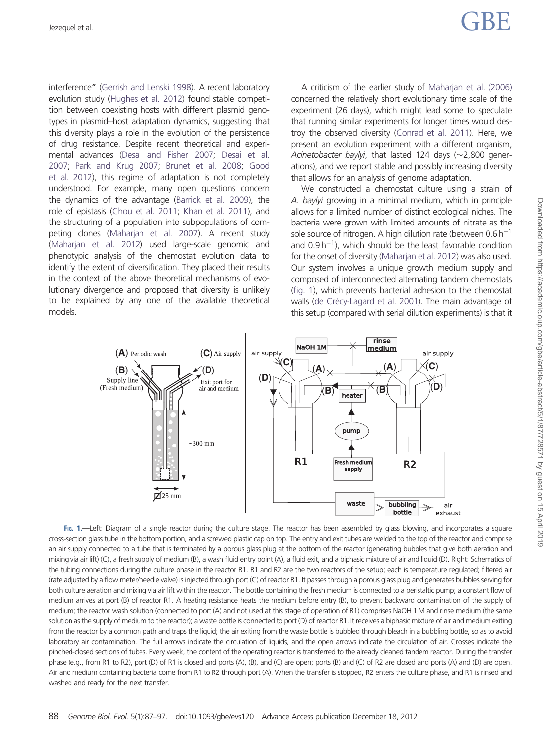interference" (Gerrish and Lenski 1998). A recent laboratory evolution study (Hughes et al. 2012) found stable competition between coexisting hosts with different plasmid genotypes in plasmid–host adaptation dynamics, suggesting that this diversity plays a role in the evolution of the persistence of drug resistance. Despite recent theoretical and experimental advances (Desai and Fisher 2007; Desai et al. 2007; Park and Krug 2007; Brunet et al. 2008; Good et al. 2012), this regime of adaptation is not completely understood. For example, many open questions concern the dynamics of the advantage (Barrick et al. 2009), the role of epistasis (Chou et al. 2011; Khan et al. 2011), and the structuring of a population into subpopulations of competing clones (Maharjan et al. 2007). A recent study (Maharjan et al. 2012) used large-scale genomic and phenotypic analysis of the chemostat evolution data to identify the extent of diversification. They placed their results in the context of the above theoretical mechanisms of evolutionary divergence and proposed that diversity is unlikely to be explained by any one of the available theoretical models.

A criticism of the earlier study of Maharjan et al. (2006) concerned the relatively short evolutionary time scale of the experiment (26 days), which might lead some to speculate that running similar experiments for longer times would destroy the observed diversity (Conrad et al. 2011). Here, we present an evolution experiment with a different organism, *Acinetobacter baylyi*, that lasted 124 days (~2,800 generations), and we report stable and possibly increasing diversity that allows for an analysis of genome adaptation.

We constructed a chemostat culture using a strain of *A. baylyi* growing in a minimal medium, which in principle allows for a limited number of distinct ecological niches. The bacteria were grown with limited amounts of nitrate as the sole source of nitrogen. A high dilution rate (between 0.6 $h^{-1}$ and 0.9 $h^{-1}$), which should be the least favorable condition for the onset of diversity (Maharjan et al. 2012) was also used. Our system involves a unique growth medium supply and composed of interconnected alternating tandem chemostats (fig. 1), which prevents bacterial adhesion to the chemostat walls (de Crécy-Lagard et al. 2001). The main advantage of this setup (compared with serial dilution experiments) is that it

**Fig. 1.**—Left: Diagram of a single reactor during the culture stage. The reactor has been assembled by glass blowing, and incorporates a square cross-section glass tube in the bottom portion, and a screwed plastic cap on top. The entry and exit tubes are welded to the top of the reactor and comprise an air supply connected to a tube that is terminated by a porous glass plug at the bottom of the reactor (generating bubbles that give both aeration and mixing via air lift) (C), a fresh supply of medium (B), a wash fluid entry point (A), a fluid exit, and a biphasic mixture of air and liquid (D). Right: Schematics of the tubing connections during the culture phase in the reactor R1. R1 and R2 are the two reactors of the setup; each is temperature regulated; filtered air (rate adjusted by a flow meter/needle valve) is injected through port (C) of reactor R1. It passes through a porous glass plug and generates bubbles serving for both culture aeration and mixing via air lift within the reactor. The bottle containing the fresh medium is connected to a peristaltic pump; a constant flow of medium arrives at port (B) of reactor R1. A heating resistance heats the medium before entry (B), to prevent backward contamination of the supply of medium; the reactor wash solution (connected to port (A) and not used at this stage of operation of R1) comprises NaOH 1 M and rinse medium (the same solution as the supply of medium to the reactor); a waste bottle is connected to port (D) of reactor R1. It receives a biphasic mixture of air and medium exiting from the reactor by a common path and traps the liquid; the air exiting from the waste bottle is bubbled through bleach in a bubbling bottle, so as to avoid laboratory air contamination. The full arrows indicate the circulation of liquids, and the open arrows indicate the circulation of air. Crosses indicate the pinched-closed sections of tubes. Every week, the content of the operating reactor is transferred to the already cleaned tandem reactor. During the transfer phase (e.g., from R1 to R2), port (D) of R1 is closed and ports (A), (B), and (C) are open; ports (B) and (C) of R2 are closed and ports (A) and (D) are open. Air and medium containing bacteria come from R1 to R2 through port (A). When the transfer is stopped, R2 enters the culture phase, and R1 is rinsed and washed and ready for the next transfer.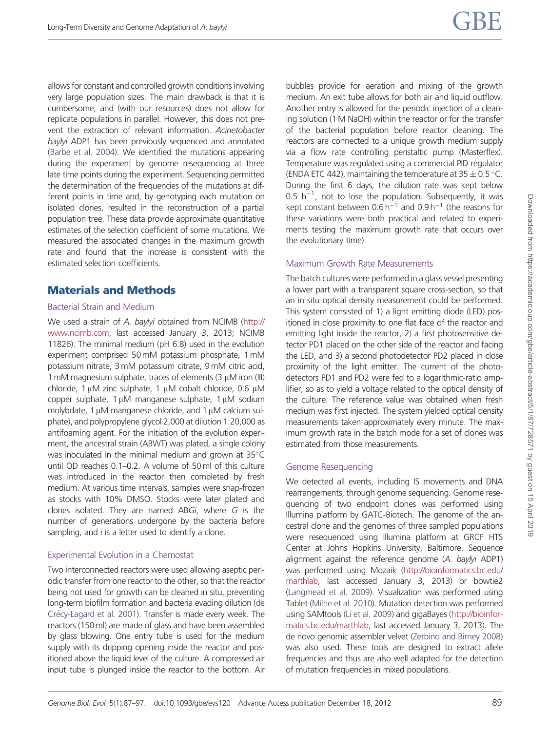allows for constant and controlled growth conditions involving very large population sizes. The main drawback is that it is cumbersome, and (with our resources) does not allow for replicate populations in parallel. However, this does not prevent the extraction of relevant information. *Acinetobacter baylyi* ADP1 has been previously sequenced and annotated (Barbe et al. 2004). We identified the mutations appearing during the experiment by genome resequencing at three late time points during the experiment. Sequencing permitted the determination of the frequencies of the mutations at different points in time and, by genotyping each mutation on isolated clones, resulted in the reconstruction of a partial population tree. These data provide approximate quantitative estimates of the selection coefficient of some mutations. We measured the associated changes in the maximum growth rate and found that the increase is consistent with the estimated selection coefficients.

## Materials and Methods

### Bacterial Strain and Medium

We used a strain of *A. baylyi* obtained from NCIMB (http://www.ncimb.com, last accessed January 3, 2013; NCIMB 11826). The minimal medium (pH 6.8) used in the evolution experiment comprised 50 mM potassium phosphate, 1 mM potassium nitrate, 3 mM potassium citrate, 9 mM citric acid, 1 mM magnesium sulphate, traces of elements (3 μM iron (III) chloride, 1 μM zinc sulphate, 1 μM cobalt chloride, 0.6 μM copper sulphate, 1 μM manganese sulphate, 1 μM sodium molybdate, 1 μM manganese chloride, and 1 μM calcium sulphate), and polypropylene glycol 2,000 at dilution 1:20,000 as antifoaming agent. For the initiation of the evolution experiment, the ancestral strain (ABWT) was plated, a single colony was inoculated in the minimal medium and grown at 35°C until OD reaches 0.1–0.2. A volume of 50 ml of this culture was introduced in the reactor then completed by fresh medium. At various time intervals, samples were snap-frozen as stocks with 10% DMSO. Stocks were later plated and clones isolated. They are named AB*Gi*, where *G* is the number of generations undergone by the bacteria before sampling, and *i* is a letter used to identify a clone.

### Experimental Evolution in a Chemostat

Two interconnected reactors were used allowing aseptic periodic transfer from one reactor to the other, so that the reactor being not used for growth can be cleaned in situ, preventing long-term biofilm formation and bacteria evading dilution (de Crécy-Lagard et al. 2001). Transfer is made every week. The reactors (150 ml) are made of glass and have been assembled by glass blowing. One entry tube is used for the medium supply with its dripping opening inside the reactor and positioned above the liquid level of the culture. A compressed air input tube is plunged inside the reactor to the bottom. Air bubbles provide for aeration and mixing of the growth medium. An exit tube allows for both air and liquid outflow. Another entry is allowed for the periodic injection of a cleaning solution (1 M NaOH) within the reactor or for the transfer of the bacterial population before reactor cleaning. The reactors are connected to a unique growth medium supply via a flow rate controlling peristaltic pump (Masterflex). Temperature was regulated using a commercial PID regulator (ENDA ETC 442), maintaining the temperature at $35 \pm 0.5$ °C. During the first 6 days, the dilution rate was kept below 0.5 $h^{-1}$, not to lose the population. Subsequently, it was kept constant between 0.6 $h^{-1}$ and 0.9 $h^{-1}$ (the reasons for these variations were both practical and related to experiments testing the maximum growth rate that occurs over the evolutionary time).

### Maximum Growth Rate Measurements

The batch cultures were performed in a glass vessel presenting a lower part with a transparent square cross-section, so that an in situ optical density measurement could be performed. This system consisted of 1) a light emitting diode (LED) positioned in close proximity to one flat face of the reactor and emitting light inside the reactor, 2) a first photosensitive detector PD1 placed on the other side of the reactor and facing the LED, and 3) a second photodetector PD2 placed in close proximity of the light emitter. The current of the photodetectors PD1 and PD2 were fed to a logarithmic-ratio amplifier, so as to yield a voltage related to the optical density of the culture. The reference value was obtained when fresh medium was first injected. The system yielded optical density measurements taken approximately every minute. The maximum growth rate in the batch mode for a set of clones was estimated from those measurements.

### Genome Resequencing

We detected all events, including IS movements and DNA rearrangements, through genome sequencing. Genome resequencing of two endpoint clones was performed using Illumina platform by GATC-Biotech. The genome of the ancestral clone and the genomes of three sampled populations were resequenced using Illumina platform at GRCF HTS Center at Johns Hopkins University, Baltimore. Sequence alignment against the reference genome (*A. baylyi* ADP1) was performed using Mozaik (http://bioinformatics.bc.edu/marthlab, last accessed January 3, 2013) or bowtie2 (Langmead et al. 2009). Visualization was performed using Tablet (Milne et al. 2010). Mutation detection was performed using SAMtools (Li et al. 2009) and gigaBayes (http://bioinformatics.bc.edu/marthlab, last accessed January 3, 2013). The de novo genomic assembler velvet (Zerbino and Birney 2008) was also used. These tools are designed to extract allele frequencies and thus are also well adapted for the detection of mutation frequencies in mixed populations.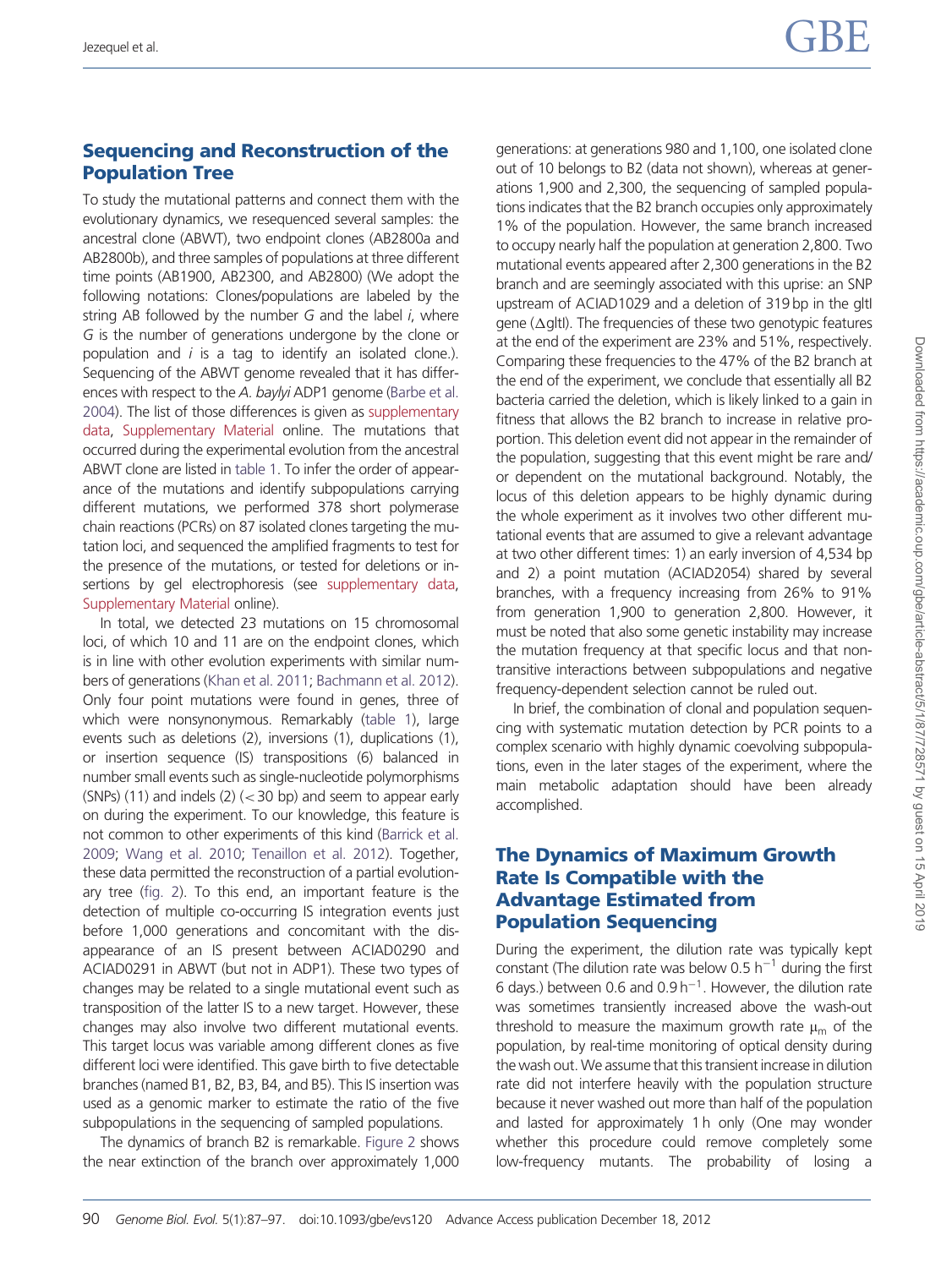## Sequencing and Reconstruction of the Population Tree

To study the mutational patterns and connect them with the evolutionary dynamics, we resequenced several samples: the ancestral clone (ABWT), two endpoint clones (AB2800a and AB2800b), and three samples of populations at three different time points (AB1900, AB2300, and AB2800) (We adopt the following notations: Clones/populations are labeled by the string AB followed by the number *G* and the label *i*, where *G* is the number of generations undergone by the clone or population and *i* is a tag to identify an isolated clone.). Sequencing of the ABWT genome revealed that it has differences with respect to the *A. baylyi* ADP1 genome (Barbe et al. 2004). The list of those differences is given as supplementary data, Supplementary Material online. The mutations that occurred during the experimental evolution from the ancestral ABWT clone are listed in table 1. To infer the order of appearance of the mutations and identify subpopulations carrying different mutations, we performed 378 short polymerase chain reactions (PCRs) on 87 isolated clones targeting the mutation loci, and sequenced the amplified fragments to test for the presence of the mutations, or tested for deletions or insertions by gel electrophoresis (see supplementary data, Supplementary Material online).

In total, we detected 23 mutations on 15 chromosomal loci, of which 10 and 11 are on the endpoint clones, which is in line with other evolution experiments with similar numbers of generations (Khan et al. 2011; Bachmann et al. 2012). Only four point mutations were found in genes, three of which were nonsynonymous. Remarkably (table 1), large events such as deletions (2), inversions (1), duplications (1), or insertion sequence (IS) transpositions (6) balanced in number small events such as single-nucleotide polymorphisms (SNPs) (11) and indels (2) (<30 bp) and seem to appear early on during the experiment. To our knowledge, this feature is not common to other experiments of this kind (Barrick et al. 2009; Wang et al. 2010; Tenaillon et al. 2012). Together, these data permitted the reconstruction of a partial evolutionary tree (fig. 2). To this end, an important feature is the detection of multiple co-occurring IS integration events just before 1,000 generations and concomitant with the disappearance of an IS present between ACIAD0290 and ACIAD0291 in ABWT (but not in ADP1). These two types of changes may be related to a single mutational event such as transposition of the latter IS to a new target. However, these changes may also involve two different mutational events. This target locus was variable among different clones as five different loci were identified. This gave birth to five detectable branches (named B1, B2, B3, B4, and B5). This IS insertion was used as a genomic marker to estimate the ratio of the five subpopulations in the sequencing of sampled populations.

The dynamics of branch B2 is remarkable. Figure 2 shows the near extinction of the branch over approximately 1,000 generations: at generations 980 and 1,100, one isolated clone out of 10 belongs to B2 (data not shown), whereas at generations 1,900 and 2,300, the sequencing of sampled populations indicates that the B2 branch occupies only approximately 1% of the population. However, the same branch increased to occupy nearly half the population at generation 2,800. Two mutational events appeared after 2,300 generations in the B2 branch and are seemingly associated with this uprise: an SNP upstream of ACIAD1029 and a deletion of 319 bp in the gltI gene (ΔgltI). The frequencies of these two genotypic features at the end of the experiment are 23% and 51%, respectively. Comparing these frequencies to the 47% of the B2 branch at the end of the experiment, we conclude that essentially all B2 bacteria carried the deletion, which is likely linked to a gain in fitness that allows the B2 branch to increase in relative proportion. This deletion event did not appear in the remainder of the population, suggesting that this event might be rare and/or dependent on the mutational background. Notably, the locus of this deletion appears to be highly dynamic during the whole experiment as it involves two other different mutational events that are assumed to give a relevant advantage at two other different times: 1) an early inversion of 4,534 bp and 2) a point mutation (ACIAD2054) shared by several branches, with a frequency increasing from 26% to 91% from generation 1,900 to generation 2,800. However, it must be noted that also some genetic instability may increase the mutation frequency at that specific locus and that non-transitive interactions between subpopulations and negative frequency-dependent selection cannot be ruled out.

In brief, the combination of clonal and population sequencing with systematic mutation detection by PCR points to a complex scenario with highly dynamic coevolving subpopulations, even in the later stages of the experiment, where the main metabolic adaptation should have been already accomplished.

## The Dynamics of Maximum Growth Rate Is Compatible with the Advantage Estimated from Population Sequencing

During the experiment, the dilution rate was typically kept constant (The dilution rate was below 0.5 $h^{-1}$ during the first 6 days.) between 0.6 and 0.9 $h^{-1}$. However, the dilution rate was sometimes transiently increased above the wash-out threshold to measure the maximum growth rate $\mu_m$ of the population, by real-time monitoring of optical density during the wash out. We assume that this transient increase in dilution rate did not interfere heavily with the population structure because it never washed out more than half of the population and lasted for approximately 1 h only (One may wonder whether this procedure could remove completely some low-frequency mutants. The probability of losing a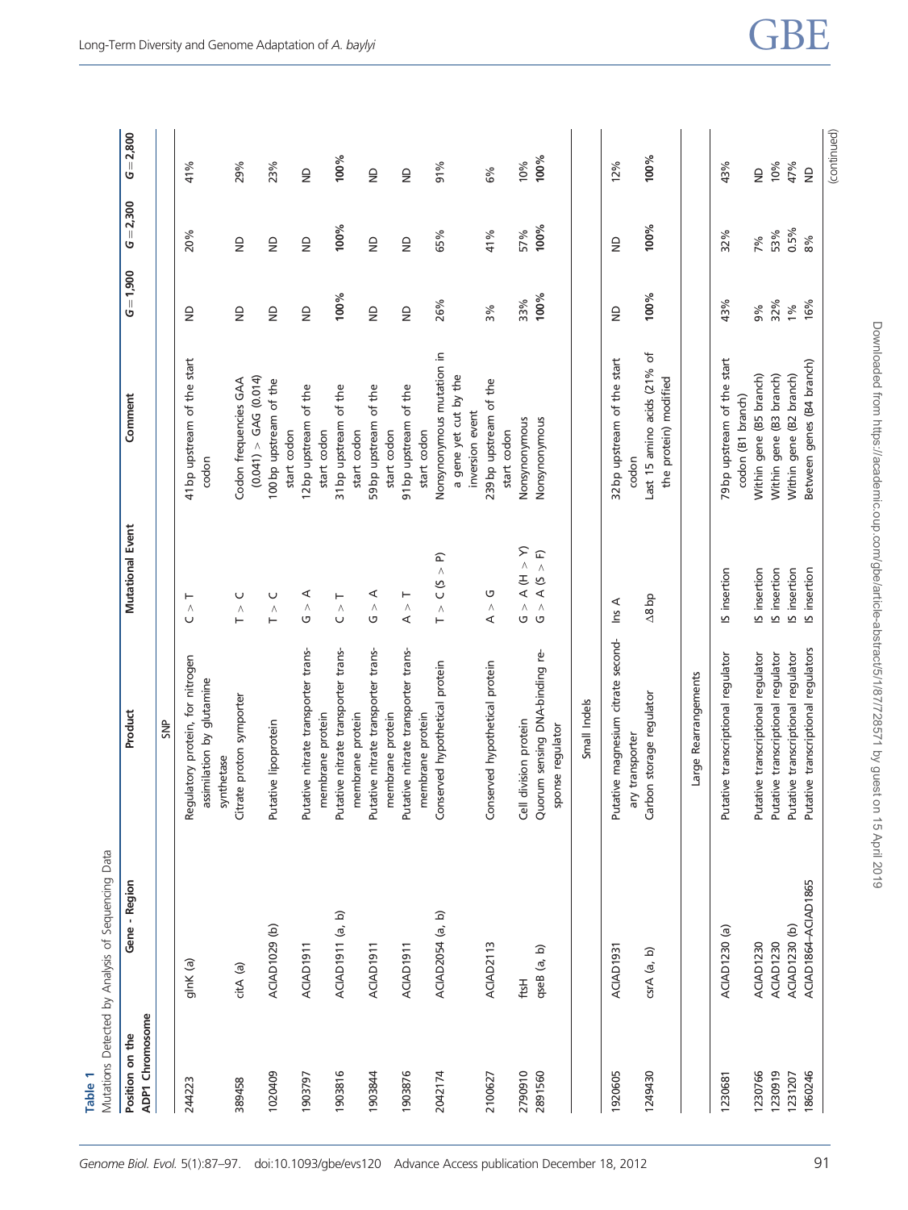**Table 1**
Mutations Detected by Analysis of Sequencing Data

| Position on the ADP1 Chromosome | Gene - Region | Product | Mutational Event | Comment | G = 1,900 | G = 2,300 | G = 2,800 |
|---|---|---|---|---|---|---|---|
| | | SNP | | | | | |
| 244223 | glnK (a) | Regulatory protein, for nitrogen assimilation by glutamine synthetase | C > T | 41 bp upstream of the start codon | ND | 20% | 41% |
| 389458 | citA (a) | Citrate proton symporter | T > C | Codon frequencies GAA (0.041) > GAG (0.014) | ND | ND | 29% |
| 1020409 | ACIAD1029 (b) | Putative lipoprotein | T > C | 100 bp upstream of the start codon | ND | ND | 23% |
| 1903797 | ACIAD1911 | Putative nitrate transporter transmembrane protein | G > A | 12 bp upstream of the start codon | ND | ND | ND |
| 1903816 | ACIAD1911 (a, b) | Putative nitrate transporter transmembrane protein | C > T | 31 bp upstream of the start codon | **100%** | **100%** | **100%** |
| 1903844 | ACIAD1911 | Putative nitrate transporter transmembrane protein | G > A | 59 bp upstream of the start codon | ND | ND | ND |
| 1903876 | ACIAD1911 | Putative nitrate transporter transmembrane protein | A > T | 91 bp upstream of the start codon | ND | ND | ND |
| 2042174 | ACIAD2054 (a, b) | Conserved hypothetical protein | T > C (S > P) | Nonsynonymous mutation in a gene yet cut by the inversion event | 26% | 65% | 91% |
| 2100627 | ACIAD2113 | Conserved hypothetical protein | A > G | 239 bp upstream of the start codon | 3% | 41% | 6% |
| 2790910 | ftsH | Cell division protein | G > A (H > Y) | Nonsynonymous | 33% | 57% | 10% |
| 2891560 | qseB (a, b) | Quorum sensing DNA-binding response regulator | G > A (S > F) | Nonsynonymous | **100%** | **100%** | **100%** |
| | | Small Indels | | | | | |
| 1920605 | ACIAD1931 | Putative magnesium citrate secondary transporter | Ins A | 32 bp upstream of the start codon | ND | ND | 12% |
| 1249430 | csrA (a, b) | Carbon storage regulator | Δ8 bp | Last 15 amino acids (21% of the protein) modified | **100%** | **100%** | **100%** |
| | | Large Rearrangements | | | | | |
| 1230681 | ACIAD1230 (a) | Putative transcriptional regulator | IS insertion | 79 bp upstream of the start codon (B1 branch) | 43% | 32% | 43% |
| 1230766 | ACIAD1230 | Putative transcriptional regulator | IS insertion | Within gene (B5 branch) | 9% | 7% | ND |
| 1230919 | ACIAD1230 | Putative transcriptional regulator | IS insertion | Within gene (B3 branch) | 32% | 53% | 10% |
| 1231207 | ACIAD1230 (b) | Putative transcriptional regulator | IS insertion | Within gene (B2 branch) | 1% | 0.5% | 47% |
| 1860246 | ACIAD1864–ACIAD1865 | Putative transcriptional regulators | IS insertion | Between genes (B4 branch) | 16% | 8% | ND |

(continued)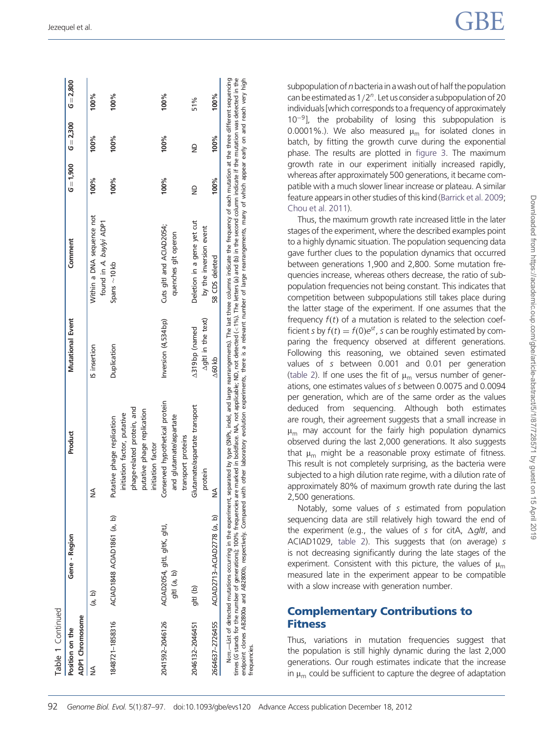Table 1 Continued

| Position on the ADP1 Chromosome | Gene - Region | Product | Mutational Event | Comment | $G = 1,900$ | $G = 2,300$ | $G = 2,800$ |
|---|---|---|---|---|---|---|---|
| NA | (a, b) | NA | IS insertion | Within a DNA sequence not found in *A. baylyi* ADP1 | **100%** | **100%** | **100%** |
| 1848721–1858316 | ACIAD1848 ACIAD1861 (a, b) | Putative phage replication initiation factor, putative phage-related protein, and putative phage replication initiation factor | Duplication | Spans ~10 kb | **100%** | **100%** | **100%** |
| 2041592–2046126 | ACIAD2054, gltL gltK, gltJ, gltI (a, b) | Conserved hypothetical protein and glutamate/aspartate transport proteins | Inversion (4,534 bp) | Cuts gltI and ACIAD2054; quenches glt operon | **100%** | **100%** | **100%** |
| 2046132–2046451 | gltI (b) | Glutamate/aspartate transport protein | Δ319 bp (named ΔgltI in the text) | Deletion in a gene yet cut by the inversion event | ND | ND | 51% |
| 2664637–2726455 | ACIAD2713–ACIAD2778 (a, b) | NA | Δ60 kb | 58 CDS deleted | **100%** | **100%** | **100%** |

Note.—List of detected mutations occurring in the experiment, separated by type (SNPs, indel, and large rearrangements). The last three columns indicate the frequency of each mutation at the three different sequencing times (G stands for the number of generations); 100% frequencies are marked in boldface. NA, not applicable; ND, not detected (<1%). The letters (a) and (b) in the second column indicate if the mutation was detected in the endpoint clones AB2800a and AB2800b, respectively. Compared with other laboratory evolution experiments, there is a relevant number of large rearrangements, many of which appear early on and reach very high frequencies.

subpopulation of *n* bacteria in a wash out of half the population can be estimated as $1/2^n$. Let us consider a subpopulation of 20 individuals [which corresponds to a frequency of approximately $10^{-9}$], the probability of losing this subpopulation is 0.0001%.). We also measured $\mu_m$ for isolated clones in batch, by fitting the growth curve during the exponential phase. The results are plotted in figure 3. The maximum growth rate in our experiment initially increased rapidly, whereas after approximately 500 generations, it became compatible with a much slower linear increase or plateau. A similar feature appears in other studies of this kind (Barrick et al. 2009; Chou et al. 2011).

Thus, the maximum growth rate increased little in the later stages of the experiment, where the described examples point to a highly dynamic situation. The population sequencing data gave further clues to the population dynamics that occurred between generations 1,900 and 2,800. Some mutation frequencies increase, whereas others decrease, the ratio of subpopulation frequencies not being constant. This indicates that competition between subpopulations still takes place during the latter stage of the experiment. If one assumes that the frequency $f(t)$ of a mutation is related to the selection coefficient *s* by $f(t) = f(0)e^{st}$, *s* can be roughly estimated by comparing the frequency observed at different generations. Following this reasoning, we obtained seven estimated values of *s* between 0.001 and 0.01 per generation (table 2). If one uses the fit of $\mu_m$ versus number of generations, one estimates values of *s* between 0.0075 and 0.0094 per generation, which are of the same order as the values deduced from sequencing. Although both estimates are rough, their agreement suggests that a small increase in $\mu_m$ may account for the fairly high population dynamics observed during the last 2,000 generations. It also suggests that $\mu_m$ might be a reasonable proxy estimate of fitness. This result is not completely surprising, as the bacteria were subjected to a high dilution rate regime, with a dilution rate of approximately 80% of maximum growth rate during the last 2,500 generations.

Notably, some values of *s* estimated from population sequencing data are still relatively high toward the end of the experiment (e.g., the values of *s* for citA, Δ*gltI*, and ACIAD1029, table 2). This suggests that (on average) *s* is not decreasing significantly during the late stages of the experiment. Consistent with this picture, the values of $\mu_m$ measured late in the experiment appear to be compatible with a slow increase with generation number.

## Complementary Contributions to Fitness

Thus, variations in mutation frequencies suggest that the population is still highly dynamic during the last 2,000 generations. Our rough estimates indicate that the increase in $\mu_m$ could be sufficient to capture the degree of adaptation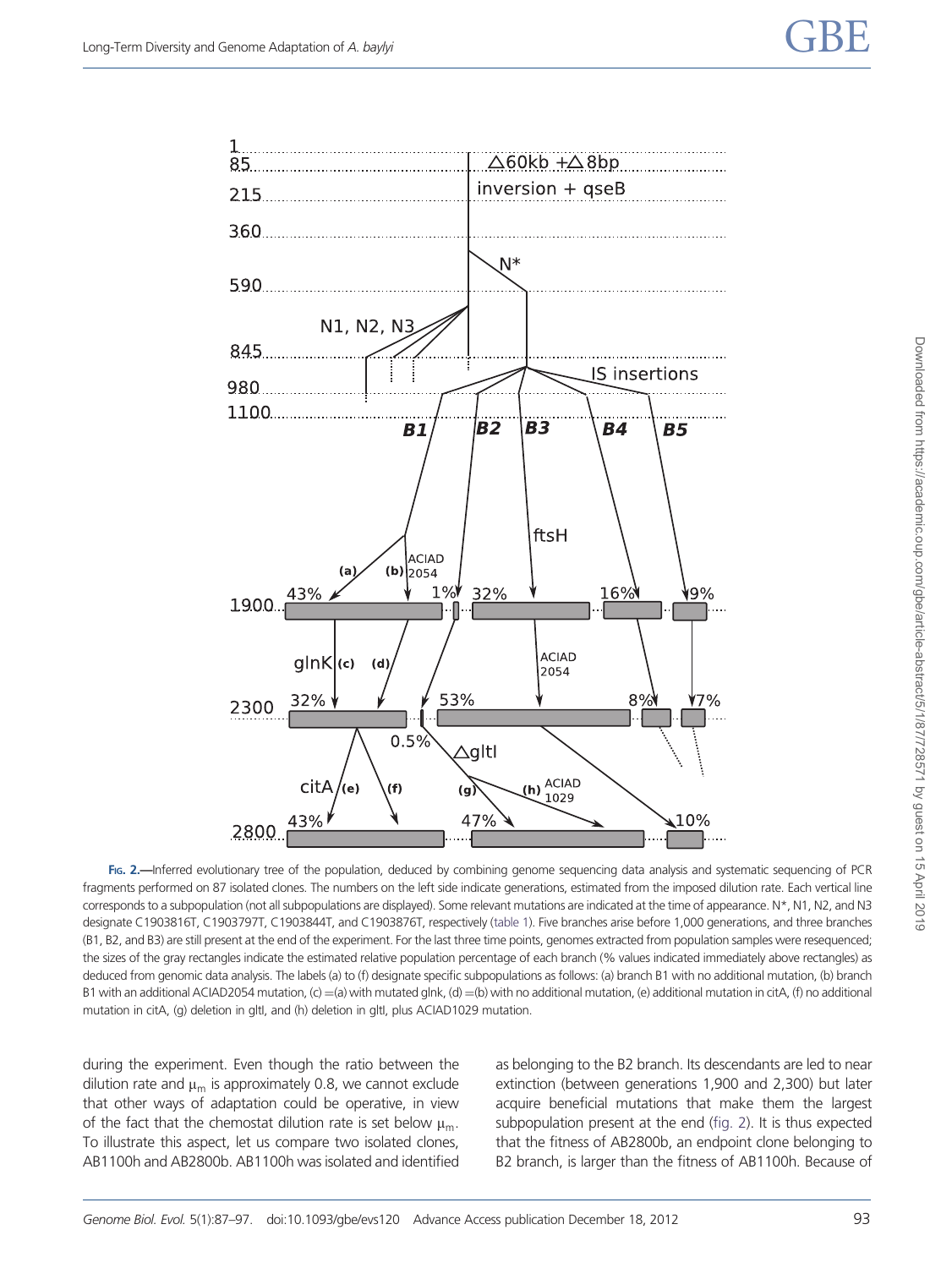FIG. 2.—Inferred evolutionary tree of the population, deduced by combining genome sequencing data analysis and systematic sequencing of PCR fragments performed on 87 isolated clones. The numbers on the left side indicate generations, estimated from the imposed dilution rate. Each vertical line corresponds to a subpopulation (not all subpopulations are displayed). Some relevant mutations are indicated at the time of appearance. N*, N1, N2, and N3 designate C1903816T, C1903797T, C1903844T, and C1903876T, respectively (table 1). Five branches arise before 1,000 generations, and three branches (B1, B2, and B3) are still present at the end of the experiment. For the last three time points, genomes extracted from population samples were resequenced; the sizes of the gray rectangles indicate the estimated relative population percentage of each branch (% values indicated immediately above rectangles) as deduced from genomic data analysis. The labels (a) to (f) designate specific subpopulations as follows: (a) branch B1 with no additional mutation, (b) branch B1 with an additional ACIAD2054 mutation, (c) =(a) with mutated glnk, (d) =(b) with no additional mutation, (e) additional mutation in citA, (f) no additional mutation in citA, (g) deletion in gltI, and (h) deletion in gltI, plus ACIAD1029 mutation.

during the experiment. Even though the ratio between the dilution rate and $\mu_m$ is approximately 0.8, we cannot exclude that other ways of adaptation could be operative, in view of the fact that the chemostat dilution rate is set below $\mu_m$. To illustrate this aspect, let us compare two isolated clones, AB1100h and AB2800b. AB1100h was isolated and identified as belonging to the B2 branch. Its descendants are led to near extinction (between generations 1,900 and 2,300) but later acquire beneficial mutations that make them the largest subpopulation present at the end (fig. 2). It is thus expected that the fitness of AB2800b, an endpoint clone belonging to B2 branch, is larger than the fitness of AB1100h. Because of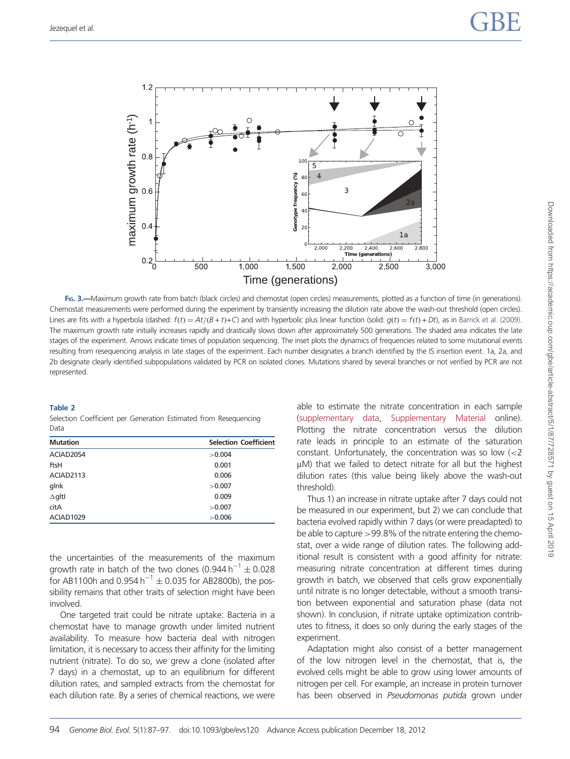**Fig. 3.**—Maximum growth rate from batch (black circles) and chemostat (open circles) measurements, plotted as a function of time (in generations). Chemostat measurements were performed during the experiment by transiently increasing the dilution rate above the wash-out threshold (open circles). Lines are fits with a hyperbola (dashed: $f(t) = At/(B+t)+C$) and with hyperbolic plus linear function (solid: $g(t) = f(t) + Dt$), as in Barrick et al. (2009). The maximum growth rate initially increases rapidly and drastically slows down after approximately 500 generations. The shaded area indicates the late stages of the experiment. Arrows indicate times of population sequencing. The inset plots the dynamics of frequencies related to some mutational events resulting from resequencing analysis in late stages of the experiment. Each number designates a branch identified by the IS insertion event. 1a, 2a, and 2b designate clearly identified subpopulations validated by PCR on isolated clones. Mutations shared by several branches or not verified by PCR are not represented.

**Table 2**

Selection Coefficient per Generation Estimated from Resequencing Data

| Mutation | Selection Coefficient |
|---|---|
| ACIAD2054 | >0.004 |
| ftsH | 0.001 |
| ACIAD2113 | 0.006 |
| glnk | >0.007 |
| ΔgltI | 0.009 |
| citA | >0.007 |
| ACIAD1029 | >0.006 |

the uncertainties of the measurements of the maximum growth rate in batch of the two clones (0.944 $h^{-1}$ $\pm$ 0.028 for AB1100h and 0.954 $h^{-1}$ $\pm$ 0.035 for AB2800b), the possibility remains that other traits of selection might have been involved.

One targeted trait could be nitrate uptake: Bacteria in a chemostat have to manage growth under limited nutrient availability. To measure how bacteria deal with nitrogen limitation, it is necessary to access their affinity for the limiting nutrient (nitrate). To do so, we grew a clone (isolated after 7 days) in a chemostat, up to an equilibrium for different dilution rates, and sampled extracts from the chemostat for each dilution rate. By a series of chemical reactions, we were able to estimate the nitrate concentration in each sample (supplementary data, Supplementary Material online). Plotting the nitrate concentration versus the dilution rate leads in principle to an estimate of the saturation constant. Unfortunately, the concentration was so low (<2 μM) that we failed to detect nitrate for all but the highest dilution rates (this value being likely above the wash-out threshold).

Thus 1) an increase in nitrate uptake after 7 days could not be measured in our experiment, but 2) we can conclude that bacteria evolved rapidly within 7 days (or were preadapted) to be able to capture >99.8% of the nitrate entering the chemostat, over a wide range of dilution rates. The following additional result is consistent with a good affinity for nitrate: measuring nitrate concentration at different times during growth in batch, we observed that cells grow exponentially until nitrate is no longer detectable, without a smooth transition between exponential and saturation phase (data not shown). In conclusion, if nitrate uptake optimization contributes to fitness, it does so only during the early stages of the experiment.

Adaptation might also consist of a better management of the low nitrogen level in the chemostat, that is, the evolved cells might be able to grow using lower amounts of nitrogen per cell. For example, an increase in protein turnover has been observed in *Pseudomonas putida* grown under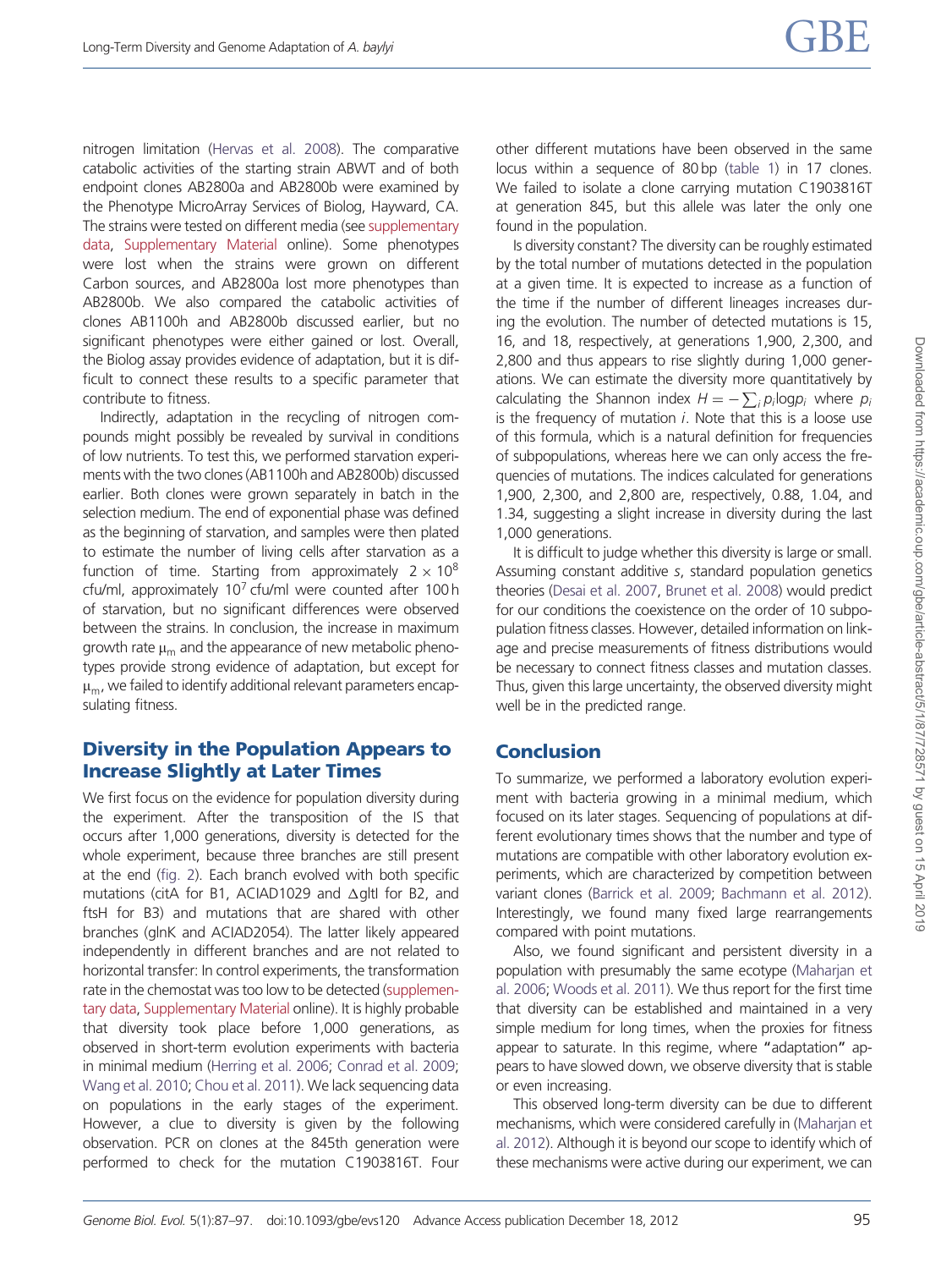nitrogen limitation (Hervas et al. 2008). The comparative catabolic activities of the starting strain ABWT and of both endpoint clones AB2800a and AB2800b were examined by the Phenotype MicroArray Services of Biolog, Hayward, CA. The strains were tested on different media (see supplementary data, Supplementary Material online). Some phenotypes were lost when the strains were grown on different Carbon sources, and AB2800a lost more phenotypes than AB2800b. We also compared the catabolic activities of clones AB1100h and AB2800b discussed earlier, but no significant phenotypes were either gained or lost. Overall, the Biolog assay provides evidence of adaptation, but it is difficult to connect these results to a specific parameter that contribute to fitness.

Indirectly, adaptation in the recycling of nitrogen compounds might possibly be revealed by survival in conditions of low nutrients. To test this, we performed starvation experiments with the two clones (AB1100h and AB2800b) discussed earlier. Both clones were grown separately in batch in the selection medium. The end of exponential phase was defined as the beginning of starvation, and samples were then plated to estimate the number of living cells after starvation as a function of time. Starting from approximately $2 \times 10^8$ cfu/ml, approximately $10^7$ cfu/ml were counted after 100 h of starvation, but no significant differences were observed between the strains. In conclusion, the increase in maximum growth rate $\mu_m$ and the appearance of new metabolic phenotypes provide strong evidence of adaptation, but except for $\mu_m$, we failed to identify additional relevant parameters encapsulating fitness.

## Diversity in the Population Appears to Increase Slightly at Later Times

We first focus on the evidence for population diversity during the experiment. After the transposition of the IS that occurs after 1,000 generations, diversity is detected for the whole experiment, because three branches are still present at the end (fig. 2). Each branch evolved with both specific mutations (citA for B1, ACIAD1029 and ΔgltI for B2, and ftsH for B3) and mutations that are shared with other branches (glnK and ACIAD2054). The latter likely appeared independently in different branches and are not related to horizontal transfer: In control experiments, the transformation rate in the chemostat was too low to be detected (supplementary data, Supplementary Material online). It is highly probable that diversity took place before 1,000 generations, as observed in short-term evolution experiments with bacteria in minimal medium (Herring et al. 2006; Conrad et al. 2009; Wang et al. 2010; Chou et al. 2011). We lack sequencing data on populations in the early stages of the experiment. However, a clue to diversity is given by the following observation. PCR on clones at the 845th generation were performed to check for the mutation C1903816T. Four other different mutations have been observed in the same locus within a sequence of 80 bp (table 1) in 17 clones. We failed to isolate a clone carrying mutation C1903816T at generation 845, but this allele was later the only one found in the population.

Is diversity constant? The diversity can be roughly estimated by the total number of mutations detected in the population at a given time. It is expected to increase as a function of the time if the number of different lineages increases during the evolution. The number of detected mutations is 15, 16, and 18, respectively, at generations 1,900, 2,300, and 2,800 and thus appears to rise slightly during 1,000 generations. We can estimate the diversity more quantitatively by calculating the Shannon index $H = -\sum_i p_i \log p_i$ where $p_i$ is the frequency of mutation $i$. Note that this is a loose use of this formula, which is a natural definition for frequencies of subpopulations, whereas here we can only access the frequencies of mutations. The indices calculated for generations 1,900, 2,300, and 2,800 are, respectively, 0.88, 1.04, and 1.34, suggesting a slight increase in diversity during the last 1,000 generations.

It is difficult to judge whether this diversity is large or small. Assuming constant additive $s$, standard population genetics theories (Desai et al. 2007, Brunet et al. 2008) would predict for our conditions the coexistence on the order of 10 subpopulation fitness classes. However, detailed information on linkage and precise measurements of fitness distributions would be necessary to connect fitness classes and mutation classes. Thus, given this large uncertainty, the observed diversity might well be in the predicted range.

## Conclusion

To summarize, we performed a laboratory evolution experiment with bacteria growing in a minimal medium, which focused on its later stages. Sequencing of populations at different evolutionary times shows that the number and type of mutations are compatible with other laboratory evolution experiments, which are characterized by competition between variant clones (Barrick et al. 2009; Bachmann et al. 2012). Interestingly, we found many fixed large rearrangements compared with point mutations.

Also, we found significant and persistent diversity in a population with presumably the same ecotype (Maharjan et al. 2006; Woods et al. 2011). We thus report for the first time that diversity can be established and maintained in a very simple medium for long times, when the proxies for fitness appear to saturate. In this regime, where "adaptation" appears to have slowed down, we observe diversity that is stable or even increasing.

This observed long-term diversity can be due to different mechanisms, which were considered carefully in (Maharjan et al. 2012). Although it is beyond our scope to identify which of these mechanisms were active during our experiment, we can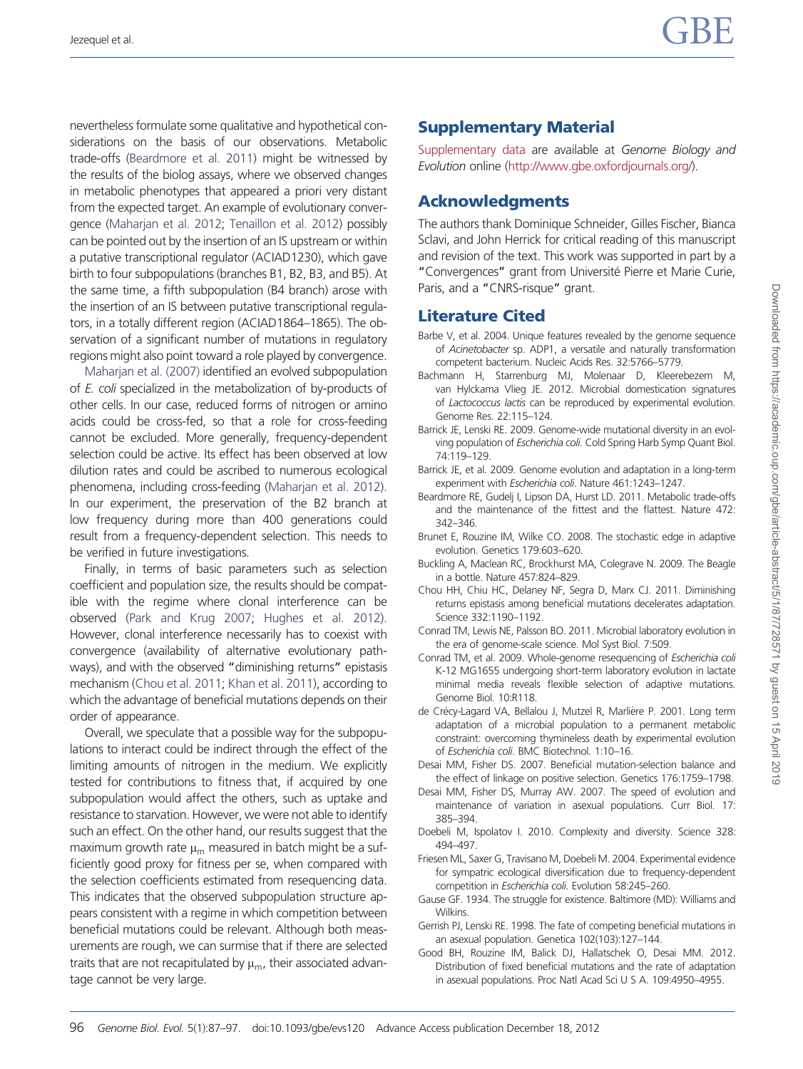nevertheless formulate some qualitative and hypothetical considerations on the basis of our observations. Metabolic trade-offs (Beardmore et al. 2011) might be witnessed by the results of the biolog assays, where we observed changes in metabolic phenotypes that appeared a priori very distant from the expected target. An example of evolutionary convergence (Maharjan et al. 2012; Tenaillon et al. 2012) possibly can be pointed out by the insertion of an IS upstream or within a putative transcriptional regulator (ACIAD1230), which gave birth to four subpopulations (branches B1, B2, B3, and B5). At the same time, a fifth subpopulation (B4 branch) arose with the insertion of an IS between putative transcriptional regulators, in a totally different region (ACIAD1864–1865). The observation of a significant number of mutations in regulatory regions might also point toward a role played by convergence.

Maharjan et al. (2007) identified an evolved subpopulation of *E. coli* specialized in the metabolization of by-products of other cells. In our case, reduced forms of nitrogen or amino acids could be cross-fed, so that a role for cross-feeding cannot be excluded. More generally, frequency-dependent selection could be active. Its effect has been observed at low dilution rates and could be ascribed to numerous ecological phenomena, including cross-feeding (Maharjan et al. 2012). In our experiment, the preservation of the B2 branch at low frequency during more than 400 generations could result from a frequency-dependent selection. This needs to be verified in future investigations.

Finally, in terms of basic parameters such as selection coefficient and population size, the results should be compatible with the regime where clonal interference can be observed (Park and Krug 2007; Hughes et al. 2012). However, clonal interference necessarily has to coexist with convergence (availability of alternative evolutionary pathways), and with the observed "diminishing returns" epistasis mechanism (Chou et al. 2011; Khan et al. 2011), according to which the advantage of beneficial mutations depends on their order of appearance.

Overall, we speculate that a possible way for the subpopulations to interact could be indirect through the effect of the limiting amounts of nitrogen in the medium. We explicitly tested for contributions to fitness that, if acquired by one subpopulation would affect the others, such as uptake and resistance to starvation. However, we were not able to identify such an effect. On the other hand, our results suggest that the maximum growth rate $\mu_m$ measured in batch might be a sufficiently good proxy for fitness per se, when compared with the selection coefficients estimated from resequencing data. This indicates that the observed subpopulation structure appears consistent with a regime in which competition between beneficial mutations could be relevant. Although both measurements are rough, we can surmise that if there are selected traits that are not recapitulated by $\mu_m$, their associated advantage cannot be very large.

## Supplementary Material

Supplementary data are available at *Genome Biology and Evolution* online (http://www.gbe.oxfordjournals.org/).

## Acknowledgments

The authors thank Dominique Schneider, Gilles Fischer, Bianca Sclavi, and John Herrick for critical reading of this manuscript and revision of the text. This work was supported in part by a "Convergences" grant from Université Pierre et Marie Curie, Paris, and a "CNRS-risque" grant.

## Literature Cited

Barbe V, et al. 2004. Unique features revealed by the genome sequence of *Acinetobacter* sp. ADP1, a versatile and naturally transformation competent bacterium. Nucleic Acids Res. 32:5766–5779.

Bachmann H, Starrenburg MJ, Molenaar D, Kleerebezem M, van Hylckama Vlieg JE. 2012. Microbial domestication signatures of *Lactococcus lactis* can be reproduced by experimental evolution. Genome Res. 22:115–124.

Barrick JE, Lenski RE. 2009. Genome-wide mutational diversity in an evolving population of *Escherichia coli*. Cold Spring Harb Symp Quant Biol. 74:119–129.

Barrick JE, et al. 2009. Genome evolution and adaptation in a long-term experiment with *Escherichia coli*. Nature 461:1243–1247.

Beardmore RE, Gudelj I, Lipson DA, Hurst LD. 2011. Metabolic trade-offs and the maintenance of the fittest and the flattest. Nature 472: 342–346.

Brunet E, Rouzine IM, Wilke CO. 2008. The stochastic edge in adaptive evolution. Genetics 179:603–620.

Buckling A, Maclean RC, Brockhurst MA, Colegrave N. 2009. The Beagle in a bottle. Nature 457:824–829.

Chou HH, Chiu HC, Delaney NF, Segra D, Marx CJ. 2011. Diminishing returns epistasis among beneficial mutations decelerates adaptation. Science 332:1190–1192.

Conrad TM, Lewis NE, Palsson BO. 2011. Microbial laboratory evolution in the era of genome-scale science. Mol Syst Biol. 7:509.

Conrad TM, et al. 2009. Whole-genome resequencing of *Escherichia coli* K-12 MG1655 undergoing short-term laboratory evolution in lactate minimal media reveals flexible selection of adaptive mutations. Genome Biol. 10:R118.

de Crécy-Lagard VA, Bellalou J, Mutzel R, Marlière P. 2001. Long term adaptation of a microbial population to a permanent metabolic constraint: overcoming thymineless death by experimental evolution of *Escherichia coli*. BMC Biotechnol. 1:10–16.

Desai MM, Fisher DS. 2007. Beneficial mutation-selection balance and the effect of linkage on positive selection. Genetics 176:1759–1798.

Desai MM, Fisher DS, Murray AW. 2007. The speed of evolution and maintenance of variation in asexual populations. Curr Biol. 17: 385–394.

Doebeli M, Ispolatov I. 2010. Complexity and diversity. Science 328: 494–497.

Friesen ML, Saxer G, Travisano M, Doebeli M. 2004. Experimental evidence for sympatric ecological diversification due to frequency-dependent competition in *Escherichia coli*. Evolution 58:245–260.

Gause GF. 1934. The struggle for existence. Baltimore (MD): Williams and Wilkins.

Gerrish PJ, Lenski RE. 1998. The fate of competing beneficial mutations in an asexual population. Genetica 102(103):127–144.

Good BH, Rouzine IM, Balick DJ, Hallatschek O, Desai MM. 2012. Distribution of fixed beneficial mutations and the rate of adaptation in asexual populations. Proc Natl Acad Sci U S A. 109:4950–4955.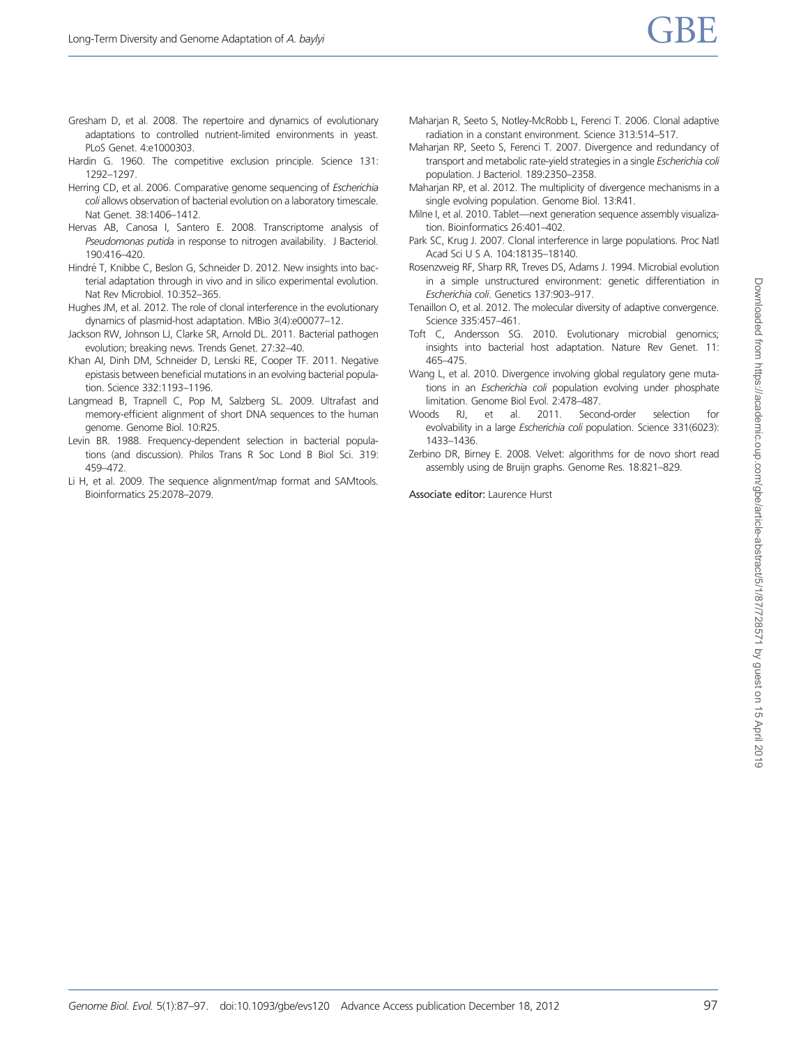Gresham D, et al. 2008. The repertoire and dynamics of evolutionary adaptations to controlled nutrient-limited environments in yeast. PLoS Genet. 4:e1000303.

Hardin G. 1960. The competitive exclusion principle. Science 131: 1292–1297.

Herring CD, et al. 2006. Comparative genome sequencing of *Escherichia coli* allows observation of bacterial evolution on a laboratory timescale. Nat Genet. 38:1406–1412.

Hervas AB, Canosa I, Santero E. 2008. Transcriptome analysis of *Pseudomonas putida* in response to nitrogen availability. J Bacteriol. 190:416–420.

Hindré T, Knibbe C, Beslon G, Schneider D. 2012. New insights into bacterial adaptation through in vivo and in silico experimental evolution. Nat Rev Microbiol. 10:352–365.

Hughes JM, et al. 2012. The role of clonal interference in the evolutionary dynamics of plasmid-host adaptation. MBio 3(4):e00077–12.

Jackson RW, Johnson LJ, Clarke SR, Arnold DL. 2011. Bacterial pathogen evolution; breaking news. Trends Genet. 27:32–40.

Khan AI, Dinh DM, Schneider D, Lenski RE, Cooper TF. 2011. Negative epistasis between beneficial mutations in an evolving bacterial population. Science 332:1193–1196.

Langmead B, Trapnell C, Pop M, Salzberg SL. 2009. Ultrafast and memory-efficient alignment of short DNA sequences to the human genome. Genome Biol. 10:R25.

Levin BR. 1988. Frequency-dependent selection in bacterial populations (and discussion). Philos Trans R Soc Lond B Biol Sci. 319: 459–472.

Li H, et al. 2009. The sequence alignment/map format and SAMtools. Bioinformatics 25:2078–2079.

Maharjan R, Seeto S, Notley-McRobb L, Ferenci T. 2006. Clonal adaptive radiation in a constant environment. Science 313:514–517.

Maharjan RP, Seeto S, Ferenci T. 2007. Divergence and redundancy of transport and metabolic rate-yield strategies in a single *Escherichia coli* population. J Bacteriol. 189:2350–2358.

Maharjan RP, et al. 2012. The multiplicity of divergence mechanisms in a single evolving population. Genome Biol. 13:R41.

Milne I, et al. 2010. Tablet—next generation sequence assembly visualization. Bioinformatics 26:401–402.

Park SC, Krug J. 2007. Clonal interference in large populations. Proc Natl Acad Sci U S A. 104:18135–18140.

Rosenzweig RF, Sharp RR, Treves DS, Adams J. 1994. Microbial evolution in a simple unstructured environment: genetic differentiation in *Escherichia coli*. Genetics 137:903–917.

Tenaillon O, et al. 2012. The molecular diversity of adaptive convergence. Science 335:457–461.

Toft C, Andersson SG. 2010. Evolutionary microbial genomics; insights into bacterial host adaptation. Nature Rev Genet. 11: 465–475.

Wang L, et al. 2010. Divergence involving global regulatory gene mutations in an *Escherichia coli* population evolving under phosphate limitation. Genome Biol Evol. 2:478–487.

Woods RJ, et al. 2011. Second-order selection for evolvability in a large *Escherichia coli* population. Science 331(6023): 1433–1436.

Zerbino DR, Birney E. 2008. Velvet: algorithms for de novo short read assembly using de Bruijn graphs. Genome Res. 18:821–829.

**Associate editor:** Laurence Hurst